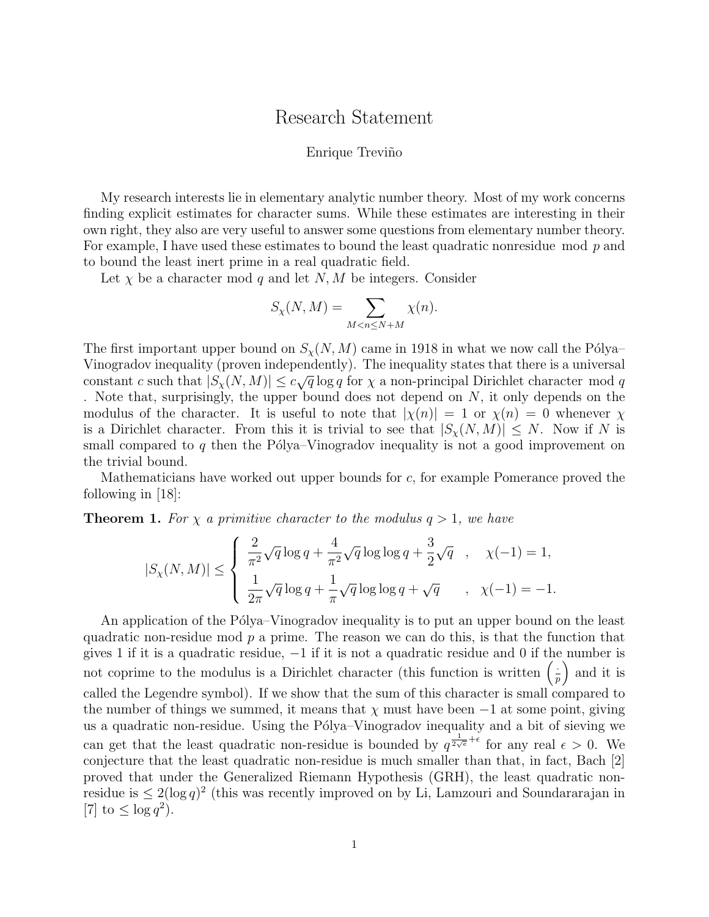# Research Statement

Enrique Treviño

My research interests lie in elementary analytic number theory. Most of my work concerns finding explicit estimates for character sums. While these estimates are interesting in their own right, they also are very useful to answer some questions from elementary number theory. For example, I have used these estimates to bound the least quadratic nonresidue mod $p$ and to bound the least inert prime in a real quadratic field.

Let $\chi$ be a character mod $q$ and let $N, M$ be integers. Consider

$$S_\chi(N,M) = \sum_{M<n\leq N+M} \chi(n).$$

The first important upper bound on $S_\chi(N,M)$ came in 1918 in what we now call the Pólya–Vinogradov inequality (proven independently). The inequality states that there is a universal constant $c$ such that $|S_\chi(N,M)| \leq c\sqrt{q}\log q$ for $\chi$ a non-principal Dirichlet character mod $q$ . Note that, surprisingly, the upper bound does not depend on $N$, it only depends on the modulus of the character. It is useful to note that $|\chi(n)| = 1$ or $\chi(n) = 0$ whenever $\chi$ is a Dirichlet character. From this it is trivial to see that $|S_\chi(N,M)| \leq N$. Now if $N$ is small compared to $q$ then the Pólya–Vinogradov inequality is not a good improvement on the trivial bound.

Mathematicians have worked out upper bounds for $c$, for example Pomerance proved the following in [18]:

**Theorem 1.** *For $\chi$ a primitive character to the modulus $q > 1$, we have*

$$|S_\chi(N,M)| \leq \begin{cases} \dfrac{2}{\pi^2}\sqrt{q}\log q + \dfrac{4}{\pi^2}\sqrt{q}\log\log q + \dfrac{3}{2}\sqrt{q} & , \quad \chi(-1) = 1, \\[2mm] \dfrac{1}{2\pi}\sqrt{q}\log q + \dfrac{1}{\pi}\sqrt{q}\log\log q + \sqrt{q} & , \quad \chi(-1) = -1. \end{cases}$$

An application of the Pólya–Vinogradov inequality is to put an upper bound on the least quadratic non-residue mod $p$ a prime. The reason we can do this, is that the function that gives 1 if it is a quadratic residue, $-1$ if it is not a quadratic residue and 0 if the number is not coprime to the modulus is a Dirichlet character (this function is written $\left(\frac{\cdot}{p}\right)$ and it is called the Legendre symbol). If we show that the sum of this character is small compared to the number of things we summed, it means that $\chi$ must have been $-1$ at some point, giving us a quadratic non-residue. Using the Pólya–Vinogradov inequality and a bit of sieving we can get that the least quadratic non-residue is bounded by $q^{\frac{1}{2\sqrt{e}}+\epsilon}$ for any real $\epsilon > 0$. We conjecture that the least quadratic non-residue is much smaller than that, in fact, Bach [2] proved that under the Generalized Riemann Hypothesis (GRH), the least quadratic non-residue is $\leq 2(\log q)^2$ (this was recently improved on by Li, Lamzouri and Soundararajan in [7] to $\leq \log q^2$).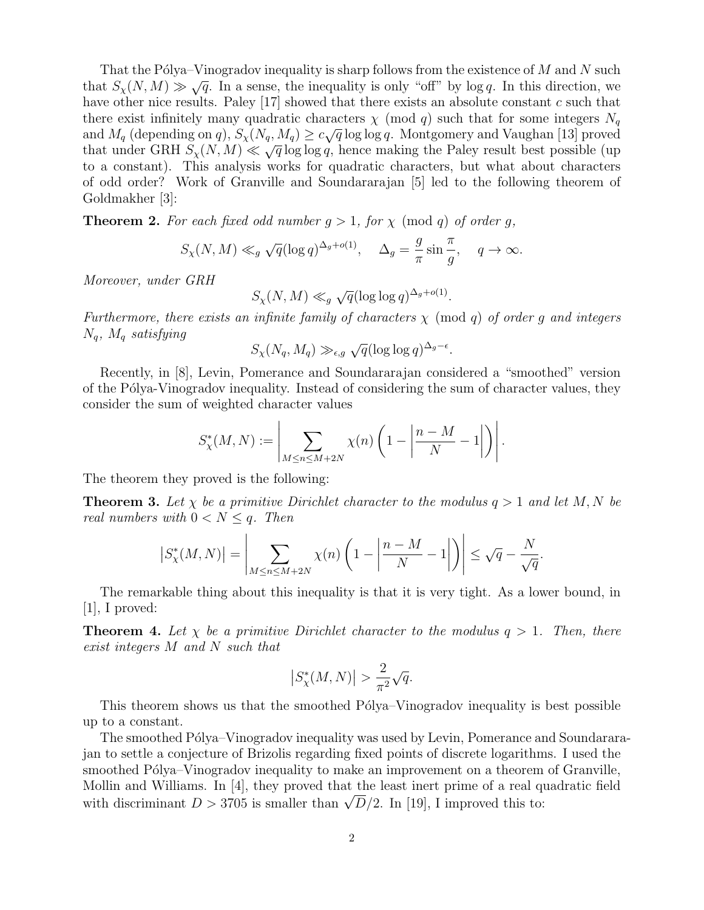That the Pólya–Vinogradov inequality is sharp follows from the existence of $M$ and $N$ such that $S_\chi(N,M) \gg \sqrt{q}$. In a sense, the inequality is only "off" by $\log q$. In this direction, we have other nice results. Paley [17] showed that there exists an absolute constant $c$ such that there exist infinitely many quadratic characters $\chi \pmod q$ such that for some integers $N_q$ and $M_q$ (depending on $q$), $S_\chi(N_q, M_q) \geq c\sqrt{q}\log\log q$. Montgomery and Vaughan [13] proved that under GRH $S_\chi(N,M) \ll \sqrt{q}\log\log q$, hence making the Paley result best possible (up to a constant). This analysis works for quadratic characters, but what about characters of odd order? Work of Granville and Soundararajan [5] led to the following theorem of Goldmakher [3]:

**Theorem 2.** *For each fixed odd number $g > 1$, for $\chi \pmod q$ of order $g$,*

$$S_\chi(N,M) \ll_g \sqrt{q}(\log q)^{\Delta_g + o(1)}, \quad \Delta_g = \frac{g}{\pi}\sin\frac{\pi}{g}, \quad q \to \infty.$$

*Moreover, under GRH*

$$S_\chi(N,M) \ll_g \sqrt{q}(\log\log q)^{\Delta_g + o(1)}.$$

*Furthermore, there exists an infinite family of characters $\chi \pmod q$ of order $g$ and integers $N_q$, $M_q$ satisfying*

$$S_\chi(N_q, M_q) \gg_{\epsilon,g} \sqrt{q}(\log\log q)^{\Delta_g - \epsilon}.$$

Recently, in [8], Levin, Pomerance and Soundararajan considered a "smoothed" version of the Pólya-Vinogradov inequality. Instead of considering the sum of character values, they consider the sum of weighted character values

$$S^*_\chi(M,N) := \left| \sum_{M \leq n \leq M+2N} \chi(n)\left(1 - \left|\frac{n-M}{N} - 1\right|\right)\right|.$$

The theorem they proved is the following:

**Theorem 3.** *Let $\chi$ be a primitive Dirichlet character to the modulus $q > 1$ and let $M, N$ be real numbers with $0 < N \leq q$. Then*

$$\left|S^*_\chi(M,N)\right| = \left| \sum_{M \leq n \leq M+2N} \chi(n)\left(1 - \left|\frac{n-M}{N} - 1\right|\right)\right| \leq \sqrt{q} - \frac{N}{\sqrt{q}}.$$

The remarkable thing about this inequality is that it is very tight. As a lower bound, in [1], I proved:

**Theorem 4.** *Let $\chi$ be a primitive Dirichlet character to the modulus $q > 1$. Then, there exist integers $M$ and $N$ such that*

$$\left|S^*_\chi(M,N)\right| > \frac{2}{\pi^2}\sqrt{q}.$$

This theorem shows us that the smoothed Pólya–Vinogradov inequality is best possible up to a constant.

The smoothed Pólya–Vinogradov inequality was used by Levin, Pomerance and Soundararajan to settle a conjecture of Brizolis regarding fixed points of discrete logarithms. I used the smoothed Pólya–Vinogradov inequality to make an improvement on a theorem of Granville, Mollin and Williams. In [4], they proved that the least inert prime of a real quadratic field with discriminant $D > 3705$ is smaller than $\sqrt{D}/2$. In [19], I improved this to: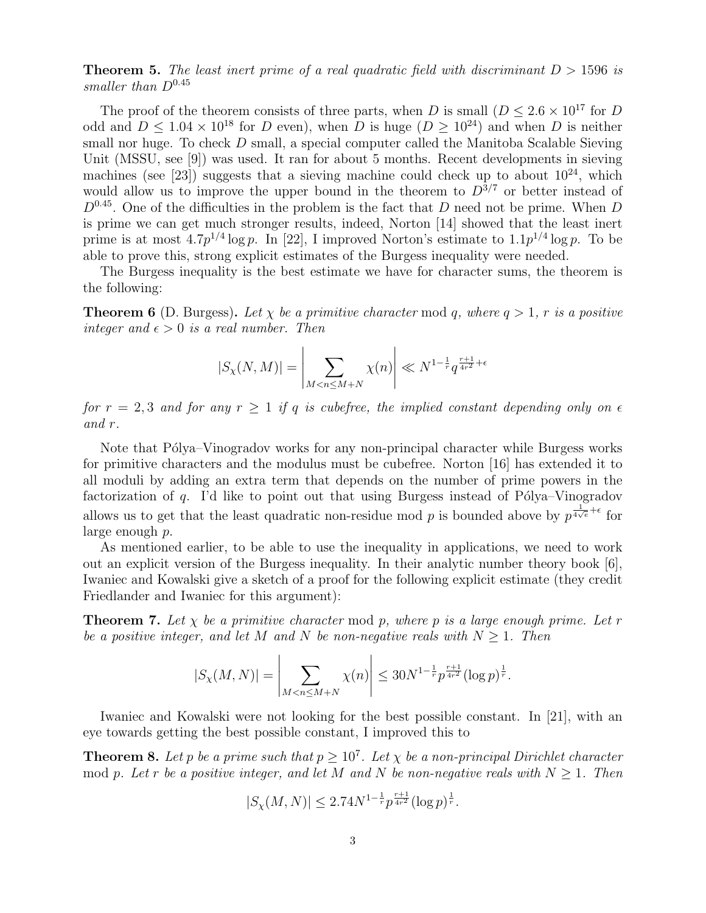**Theorem 5.** *The least inert prime of a real quadratic field with discriminant $D > 1596$ is smaller than $D^{0.45}$*

The proof of the theorem consists of three parts, when $D$ is small ($D \leq 2.6 \times 10^{17}$ for $D$ odd and $D \leq 1.04 \times 10^{18}$ for $D$ even), when $D$ is huge ($D \geq 10^{24}$) and when $D$ is neither small nor huge. To check $D$ small, a special computer called the Manitoba Scalable Sieving Unit (MSSU, see [9]) was used. It ran for about 5 months. Recent developments in sieving machines (see [23]) suggests that a sieving machine could check up to about $10^{24}$, which would allow us to improve the upper bound in the theorem to $D^{3/7}$ or better instead of $D^{0.45}$. One of the difficulties in the problem is the fact that $D$ need not be prime. When $D$ is prime we can get much stronger results, indeed, Norton [14] showed that the least inert prime is at most $4.7p^{1/4}\log p$. In [22], I improved Norton's estimate to $1.1p^{1/4}\log p$. To be able to prove this, strong explicit estimates of the Burgess inequality were needed.

The Burgess inequality is the best estimate we have for character sums, the theorem is the following:

**Theorem 6** (D. Burgess)**.** *Let $\chi$ be a primitive character* mod $q$*, where $q > 1$, $r$ is a positive integer and $\epsilon > 0$ is a real number. Then*

$$|S_\chi(N, M)| = \left|\sum_{M<n\leq M+N} \chi(n)\right| \ll N^{1-\frac{1}{r}} q^{\frac{r+1}{4r^2}+\epsilon}$$

*for $r = 2, 3$ and for any $r \geq 1$ if $q$ is cubefree, the implied constant depending only on $\epsilon$ and $r$.*

Note that Pólya–Vinogradov works for any non-principal character while Burgess works for primitive characters and the modulus must be cubefree. Norton [16] has extended it to all moduli by adding an extra term that depends on the number of prime powers in the factorization of $q$. I'd like to point out that using Burgess instead of Pólya–Vinogradov allows us to get that the least quadratic non-residue mod $p$ is bounded above by $p^{\frac{1}{4\sqrt{e}}+\epsilon}$ for large enough $p$.

As mentioned earlier, to be able to use the inequality in applications, we need to work out an explicit version of the Burgess inequality. In their analytic number theory book [6], Iwaniec and Kowalski give a sketch of a proof for the following explicit estimate (they credit Friedlander and Iwaniec for this argument):

**Theorem 7.** *Let $\chi$ be a primitive character* mod $p$*, where $p$ is a large enough prime. Let $r$ be a positive integer, and let $M$ and $N$ be non-negative reals with $N \geq 1$. Then*

$$|S_\chi(M, N)| = \left|\sum_{M<n\leq M+N} \chi(n)\right| \leq 30N^{1-\frac{1}{r}} p^{\frac{r+1}{4r^2}} (\log p)^{\frac{1}{r}}.$$

Iwaniec and Kowalski were not looking for the best possible constant. In [21], with an eye towards getting the best possible constant, I improved this to

**Theorem 8.** *Let $p$ be a prime such that $p \geq 10^7$. Let $\chi$ be a non-principal Dirichlet character* mod $p$*. Let $r$ be a positive integer, and let $M$ and $N$ be non-negative reals with $N \geq 1$. Then*

$$|S_\chi(M, N)| \leq 2.74N^{1-\frac{1}{r}} p^{\frac{r+1}{4r^2}} (\log p)^{\frac{1}{r}}.$$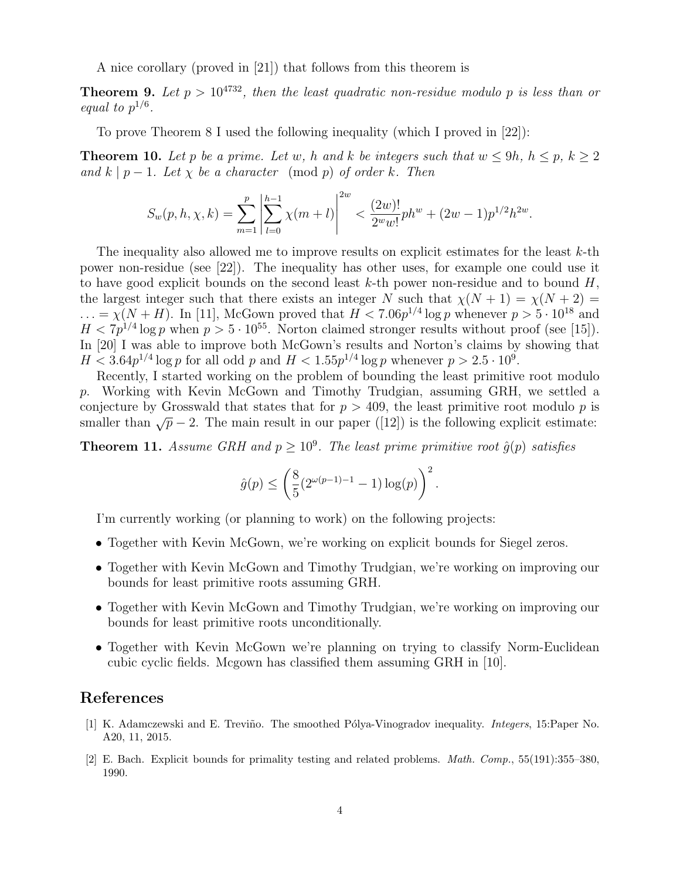A nice corollary (proved in [21]) that follows from this theorem is

**Theorem 9.** *Let $p > 10^{4732}$, then the least quadratic non-residue modulo $p$ is less than or equal to $p^{1/6}$.*

To prove Theorem 8 I used the following inequality (which I proved in [22]):

**Theorem 10.** *Let $p$ be a prime. Let $w$, $h$ and $k$ be integers such that $w \leq 9h$, $h \leq p$, $k \geq 2$ and $k \mid p-1$. Let $\chi$ be a character $\pmod{p}$ of order $k$. Then*

$$S_w(p, h, \chi, k) = \sum_{m=1}^{p} \left| \sum_{l=0}^{h-1} \chi(m+l) \right|^{2w} < \frac{(2w)!}{2^w w!} p h^w + (2w-1) p^{1/2} h^{2w}.$$

The inequality also allowed me to improve results on explicit estimates for the least $k$-th power non-residue (see [22]). The inequality has other uses, for example one could use it to have good explicit bounds on the second least $k$-th power non-residue and to bound $H$, the largest integer such that there exists an integer $N$ such that $\chi(N+1) = \chi(N+2) = \ldots = \chi(N+H)$. In [11], McGown proved that $H < 7.06 p^{1/4} \log p$ whenever $p > 5 \cdot 10^{18}$ and $H < 7 p^{1/4} \log p$ when $p > 5 \cdot 10^{55}$. Norton claimed stronger results without proof (see [15]). In [20] I was able to improve both McGown's results and Norton's claims by showing that $H < 3.64 p^{1/4} \log p$ for all odd $p$ and $H < 1.55 p^{1/4} \log p$ whenever $p > 2.5 \cdot 10^9$.

Recently, I started working on the problem of bounding the least primitive root modulo $p$. Working with Kevin McGown and Timothy Trudgian, assuming GRH, we settled a conjecture by Grosswald that states that for $p > 409$, the least primitive root modulo $p$ is smaller than $\sqrt{p} - 2$. The main result in our paper ([12]) is the following explicit estimate:

**Theorem 11.** *Assume GRH and $p \geq 10^9$. The least prime primitive root $\hat{g}(p)$ satisfies*

$$\hat{g}(p) \leq \left( \frac{8}{5} (2^{\omega(p-1)-1} - 1) \log(p) \right)^2.$$

I'm currently working (or planning to work) on the following projects:

- Together with Kevin McGown, we're working on explicit bounds for Siegel zeros.
- Together with Kevin McGown and Timothy Trudgian, we're working on improving our bounds for least primitive roots assuming GRH.
- Together with Kevin McGown and Timothy Trudgian, we're working on improving our bounds for least primitive roots unconditionally.
- Together with Kevin McGown we're planning on trying to classify Norm-Euclidean cubic cyclic fields. Mcgown has classified them assuming GRH in [10].

## References

[1] K. Adamczewski and E. Treviño. The smoothed Pólya-Vinogradov inequality. *Integers*, 15:Paper No. A20, 11, 2015.

[2] E. Bach. Explicit bounds for primality testing and related problems. *Math. Comp.*, 55(191):355–380, 1990.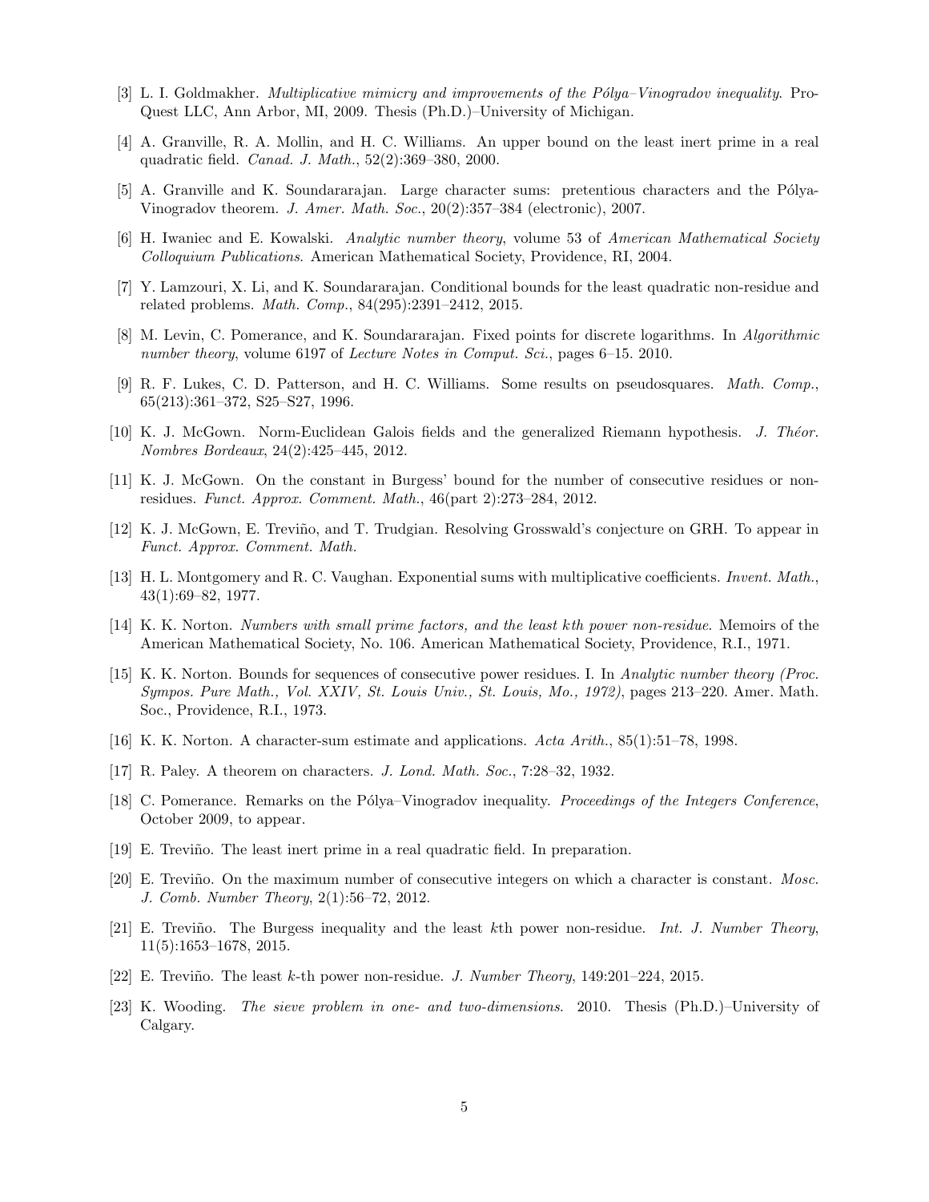[3] L. I. Goldmakher. *Multiplicative mimicry and improvements of the Pólya–Vinogradov inequality*. ProQuest LLC, Ann Arbor, MI, 2009. Thesis (Ph.D.)–University of Michigan.

[4] A. Granville, R. A. Mollin, and H. C. Williams. An upper bound on the least inert prime in a real quadratic field. *Canad. J. Math.*, 52(2):369–380, 2000.

[5] A. Granville and K. Soundararajan. Large character sums: pretentious characters and the Pólya-Vinogradov theorem. *J. Amer. Math. Soc.*, 20(2):357–384 (electronic), 2007.

[6] H. Iwaniec and E. Kowalski. *Analytic number theory*, volume 53 of *American Mathematical Society Colloquium Publications*. American Mathematical Society, Providence, RI, 2004.

[7] Y. Lamzouri, X. Li, and K. Soundararajan. Conditional bounds for the least quadratic non-residue and related problems. *Math. Comp.*, 84(295):2391–2412, 2015.

[8] M. Levin, C. Pomerance, and K. Soundararajan. Fixed points for discrete logarithms. In *Algorithmic number theory*, volume 6197 of *Lecture Notes in Comput. Sci.*, pages 6–15. 2010.

[9] R. F. Lukes, C. D. Patterson, and H. C. Williams. Some results on pseudosquares. *Math. Comp.*, 65(213):361–372, S25–S27, 1996.

[10] K. J. McGown. Norm-Euclidean Galois fields and the generalized Riemann hypothesis. *J. Théor. Nombres Bordeaux*, 24(2):425–445, 2012.

[11] K. J. McGown. On the constant in Burgess' bound for the number of consecutive residues or non-residues. *Funct. Approx. Comment. Math.*, 46(part 2):273–284, 2012.

[12] K. J. McGown, E. Treviño, and T. Trudgian. Resolving Grosswald's conjecture on GRH. To appear in *Funct. Approx. Comment. Math.*

[13] H. L. Montgomery and R. C. Vaughan. Exponential sums with multiplicative coefficients. *Invent. Math.*, 43(1):69–82, 1977.

[14] K. K. Norton. *Numbers with small prime factors, and the least kth power non-residue.* Memoirs of the American Mathematical Society, No. 106. American Mathematical Society, Providence, R.I., 1971.

[15] K. K. Norton. Bounds for sequences of consecutive power residues. I. In *Analytic number theory (Proc. Sympos. Pure Math., Vol. XXIV, St. Louis Univ., St. Louis, Mo., 1972)*, pages 213–220. Amer. Math. Soc., Providence, R.I., 1973.

[16] K. K. Norton. A character-sum estimate and applications. *Acta Arith.*, 85(1):51–78, 1998.

[17] R. Paley. A theorem on characters. *J. Lond. Math. Soc.*, 7:28–32, 1932.

[18] C. Pomerance. Remarks on the Pólya–Vinogradov inequality. *Proceedings of the Integers Conference*, October 2009, to appear.

[19] E. Treviño. The least inert prime in a real quadratic field. In preparation.

[20] E. Treviño. On the maximum number of consecutive integers on which a character is constant. *Mosc. J. Comb. Number Theory*, 2(1):56–72, 2012.

[21] E. Treviño. The Burgess inequality and the least $k$th power non-residue. *Int. J. Number Theory*, 11(5):1653–1678, 2015.

[22] E. Treviño. The least $k$-th power non-residue. *J. Number Theory*, 149:201–224, 2015.

[23] K. Wooding. *The sieve problem in one- and two-dimensions*. 2010. Thesis (Ph.D.)–University of Calgary.